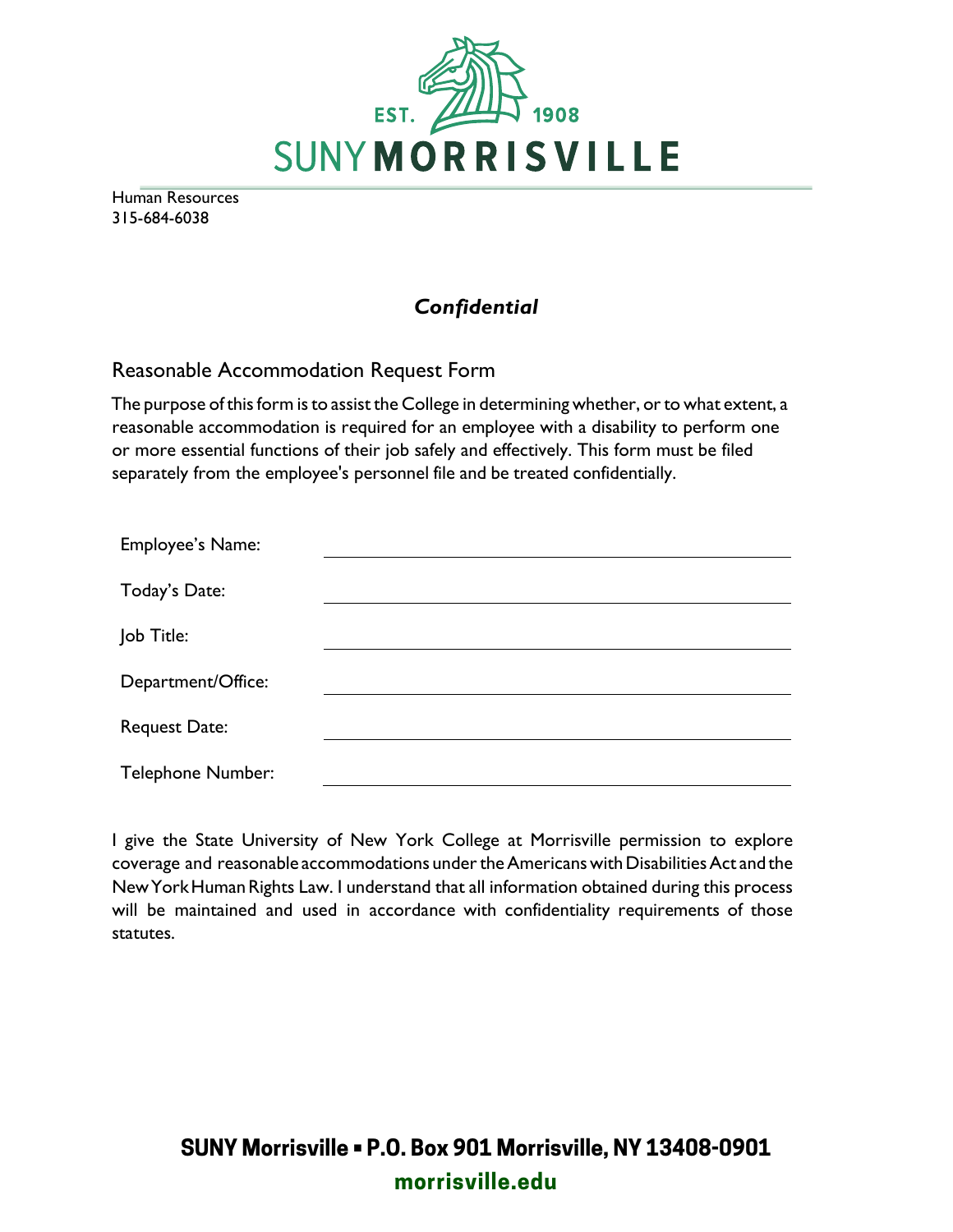EST. 1908

SUNY MORRISVILLE

Human Resources
315-684-6038

***Confidential***

## Reasonable Accommodation Request Form

The purpose of this form is to assist the College in determining whether, or to what extent, a reasonable accommodation is required for an employee with a disability to perform one or more essential functions of their job safely and effectively. This form must be filed separately from the employee's personnel file and be treated confidentially.

Employee's Name: ______________________________

Today's Date: ______________________________

Job Title: ______________________________

Department/Office: ______________________________

Request Date: ______________________________

Telephone Number: ______________________________

I give the State University of New York College at Morrisville permission to explore coverage and reasonable accommodations under the Americans with Disabilities Act and the New York Human Rights Law. I understand that all information obtained during this process will be maintained and used in accordance with confidentiality requirements of those statutes.

**SUNY Morrisville ▪ P.O. Box 901 Morrisville, NY 13408-0901**

**morrisville.edu**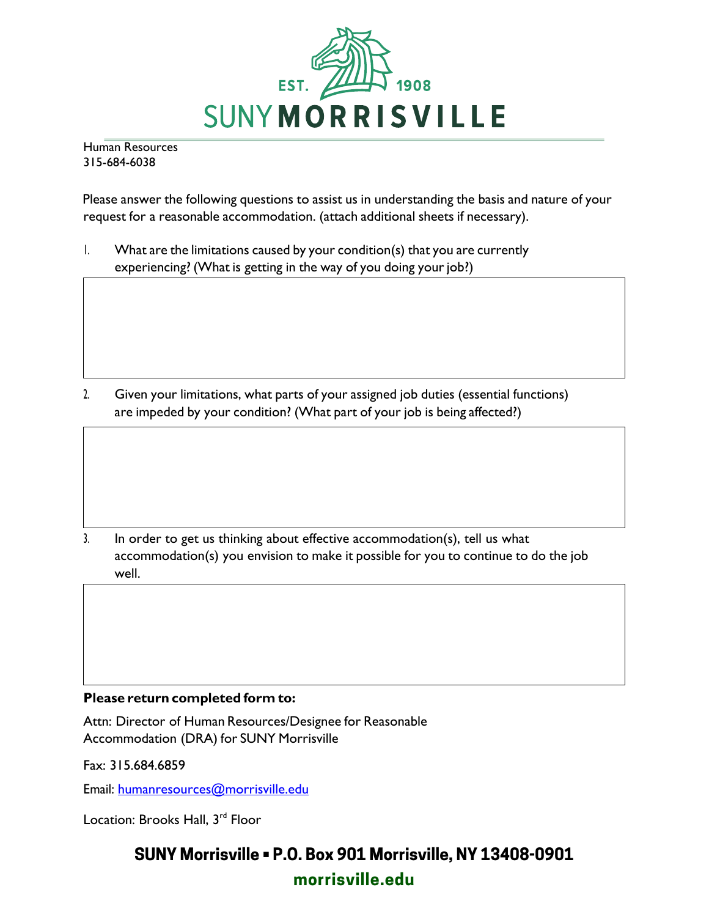EST. 1908

SUNY MORRISVILLE

Human Resources
315-684-6038

Please answer the following questions to assist us in understanding the basis and nature of your request for a reasonable accommodation. (attach additional sheets if necessary).

1. What are the limitations caused by your condition(s) that you are currently experiencing? (What is getting in the way of you doing your job?)

2. Given your limitations, what parts of your assigned job duties (essential functions) are impeded by your condition? (What part of your job is being affected?)

3. In order to get us thinking about effective accommodation(s), tell us what accommodation(s) you envision to make it possible for you to continue to do the job well.

**Please return completed form to:**

Attn: Director of Human Resources/Designee for Reasonable Accommodation (DRA) for SUNY Morrisville

Fax: 315.684.6859

Email: humanresources@morrisville.edu

Location: Brooks Hall, 3rd Floor

**SUNY Morrisville ▪ P.O. Box 901 Morrisville, NY 13408-0901**

**morrisville.edu**